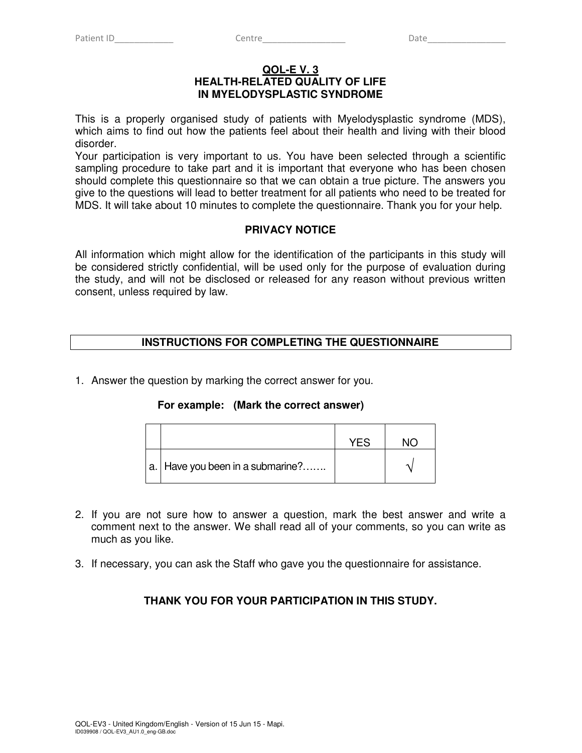Patient ID____________ Centre_________________ Date________________

# QOL-E V. 3
## HEALTH-RELATED QUALITY OF LIFE IN MYELODYSPLASTIC SYNDROME

This is a properly organised study of patients with Myelodysplastic syndrome (MDS), which aims to find out how the patients feel about their health and living with their blood disorder.

Your participation is very important to us. You have been selected through a scientific sampling procedure to take part and it is important that everyone who has been chosen should complete this questionnaire so that we can obtain a true picture. The answers you give to the questions will lead to better treatment for all patients who need to be treated for MDS. It will take about 10 minutes to complete the questionnaire. Thank you for your help.

## PRIVACY NOTICE

All information which might allow for the identification of the participants in this study will be considered strictly confidential, will be used only for the purpose of evaluation during the study, and will not be disclosed or released for any reason without previous written consent, unless required by law.

## INSTRUCTIONS FOR COMPLETING THE QUESTIONNAIRE

1. Answer the question by marking the correct answer for you.

   **For example: (Mark the correct answer)**

|  |  | YES | NO |
|---|---|---|---|
| a. | Have you been in a submarine?……. |  | √ |

2. If you are not sure how to answer a question, mark the best answer and write a comment next to the answer. We shall read all of your comments, so you can write as much as you like.

3. If necessary, you can ask the Staff who gave you the questionnaire for assistance.

**THANK YOU FOR YOUR PARTICIPATION IN THIS STUDY.**

QOL-EV3 - United Kingdom/English - Version of 15 Jun 15 - Mapi.
ID039908 / QOL-EV3_AU1.0_eng-GB.doc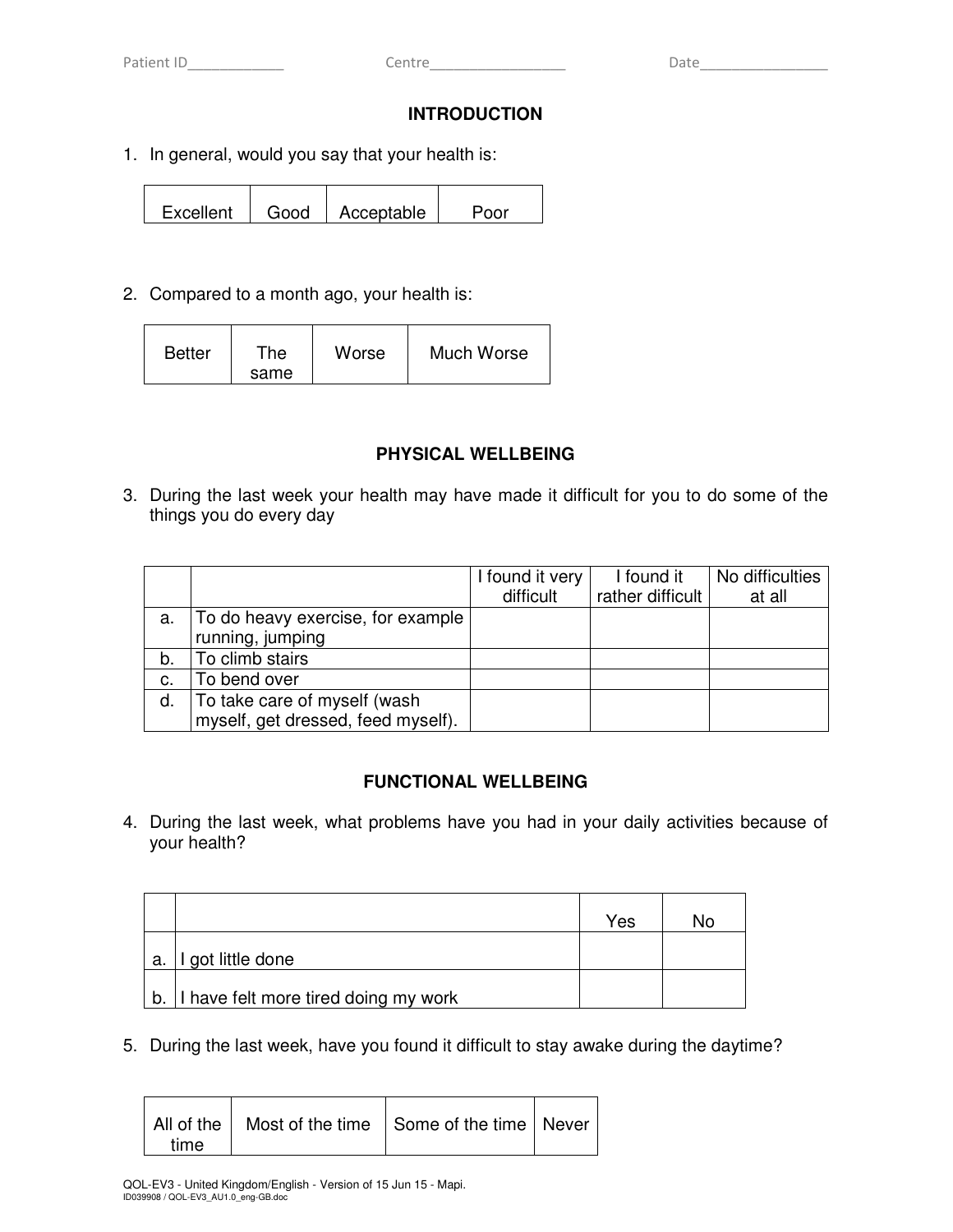Patient ID____________ Centre_________________ Date________________

## INTRODUCTION

1. In general, would you say that your health is:

| Excellent | Good | Acceptable | Poor |
|---|---|---|---|

2. Compared to a month ago, your health is:

| Better | The same | Worse | Much Worse |
|---|---|---|---|

## PHYSICAL WELLBEING

3. During the last week your health may have made it difficult for you to do some of the things you do every day

| | | I found it very difficult | I found it rather difficult | No difficulties at all |
|---|---|---|---|---|
| a. | To do heavy exercise, for example running, jumping | | | |
| b. | To climb stairs | | | |
| c. | To bend over | | | |
| d. | To take care of myself (wash myself, get dressed, feed myself). | | | |

## FUNCTIONAL WELLBEING

4. During the last week, what problems have you had in your daily activities because of your health?

| | | Yes | No |
|---|---|---|---|
| a. | I got little done | | |
| b. | I have felt more tired doing my work | | |

5. During the last week, have you found it difficult to stay awake during the daytime?

| All of the time | Most of the time | Some of the time | Never |
|---|---|---|---|

QOL-EV3 - United Kingdom/English - Version of 15 Jun 15 - Mapi.
ID039908 / QOL-EV3_AU1.0_eng-GB.doc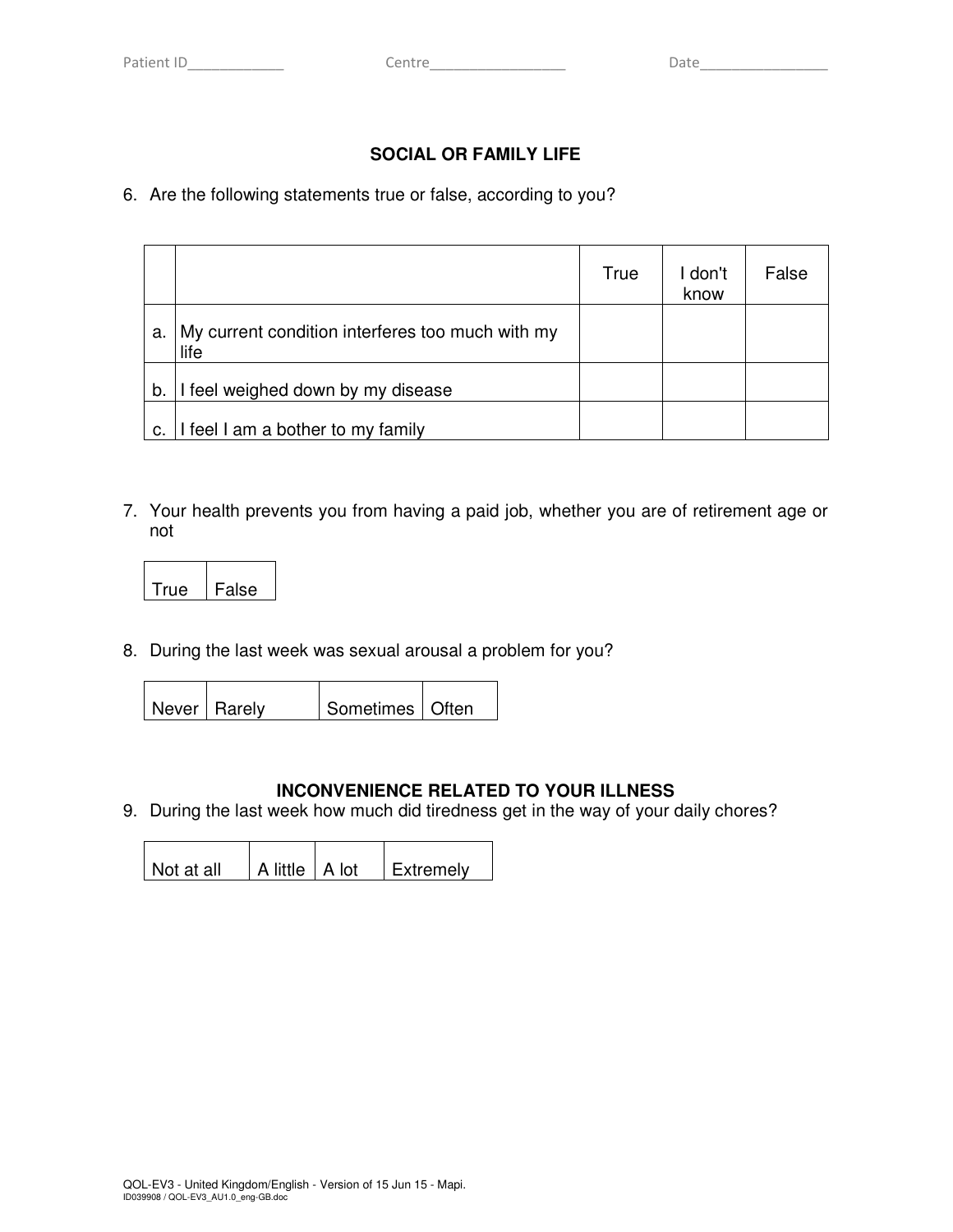Patient ID____________ Centre_________________ Date________________

## SOCIAL OR FAMILY LIFE

6. Are the following statements true or false, according to you?

| | | True | I don't know | False |
|---|---|---|---|---|
| a. | My current condition interferes too much with my life | | | |
| b. | I feel weighed down by my disease | | | |
| c. | I feel I am a bother to my family | | | |

7. Your health prevents you from having a paid job, whether you are of retirement age or not

| True | False |
|---|---|

8. During the last week was sexual arousal a problem for you?

| Never | Rarely | Sometimes | Often |
|---|---|---|---|

## INCONVENIENCE RELATED TO YOUR ILLNESS

9. During the last week how much did tiredness get in the way of your daily chores?

| Not at all | A little | A lot | Extremely |
|---|---|---|---|

QOL-EV3 - United Kingdom/English - Version of 15 Jun 15 - Mapi.
ID039908 / QOL-EV3_AU1.0_eng-GB.doc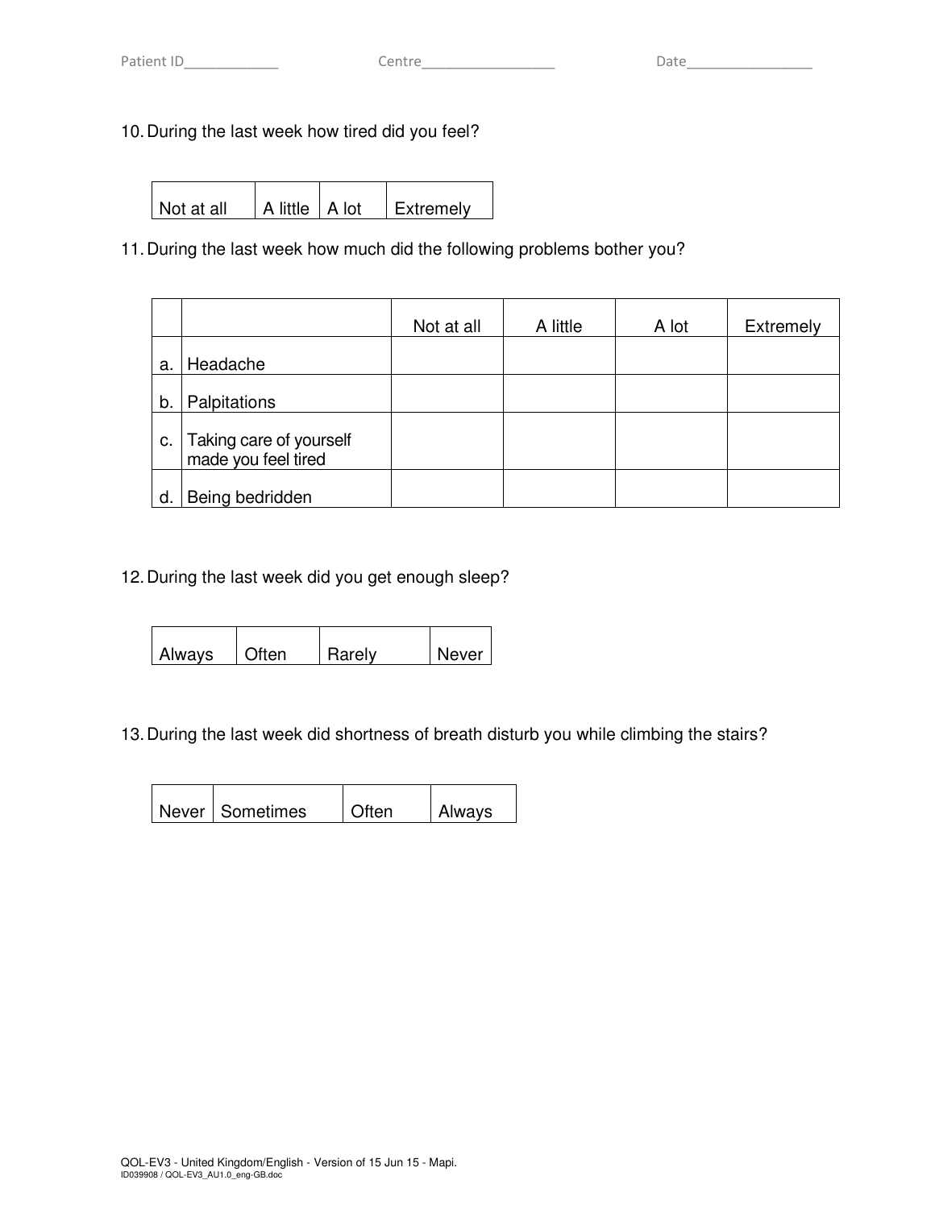Patient ID____________ Centre_________________ Date________________

10. During the last week how tired did you feel?

| Not at all | A little | A lot | Extremely |
|---|---|---|---|

11. During the last week how much did the following problems bother you?

| | | Not at all | A little | A lot | Extremely |
|---|---|---|---|---|---|
| a. | Headache | | | | |
| b. | Palpitations | | | | |
| c. | Taking care of yourself made you feel tired | | | | |
| d. | Being bedridden | | | | |

12. During the last week did you get enough sleep?

| Always | Often | Rarely | Never |
|---|---|---|---|

13. During the last week did shortness of breath disturb you while climbing the stairs?

| Never | Sometimes | Often | Always |
|---|---|---|---|

QOL-EV3 - United Kingdom/English - Version of 15 Jun 15 - Mapi.
ID039908 / QOL-EV3_AU1.0_eng-GB.doc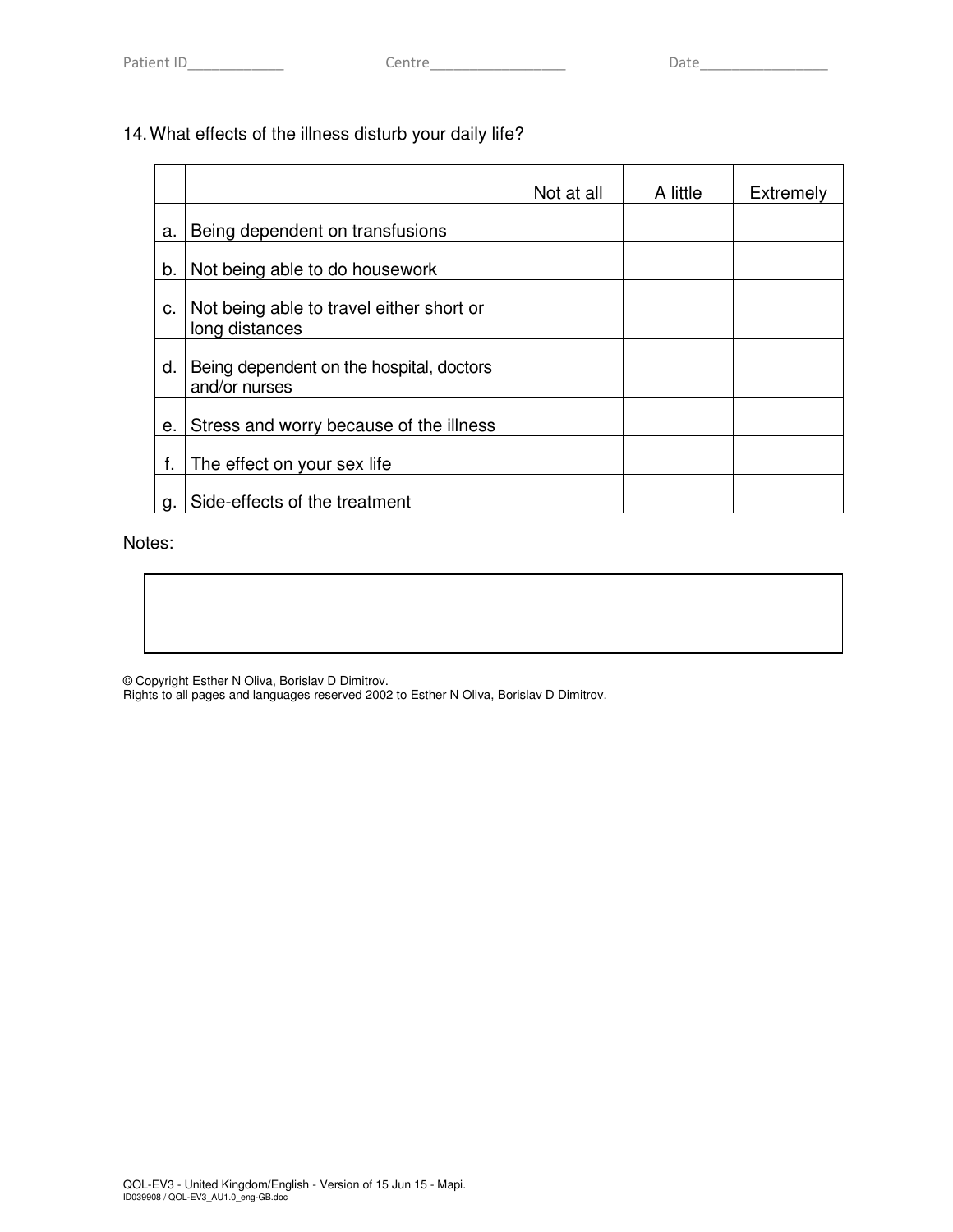Patient ID____________ Centre_________________ Date________________

14. What effects of the illness disturb your daily life?

| | | Not at all | A little | Extremely |
|---|---|---|---|---|
| a. | Being dependent on transfusions | | | |
| b. | Not being able to do housework | | | |
| c. | Not being able to travel either short or long distances | | | |
| d. | Being dependent on the hospital, doctors and/or nurses | | | |
| e. | Stress and worry because of the illness | | | |
| f. | The effect on your sex life | | | |
| g. | Side-effects of the treatment | | | |

Notes:

| |
|---|
| |

© Copyright Esther N Oliva, Borislav D Dimitrov.
Rights to all pages and languages reserved 2002 to Esther N Oliva, Borislav D Dimitrov.

QOL-EV3 - United Kingdom/English - Version of 15 Jun 15 - Mapi.
ID039908 / QOL-EV3_AU1.0_eng-GB.doc